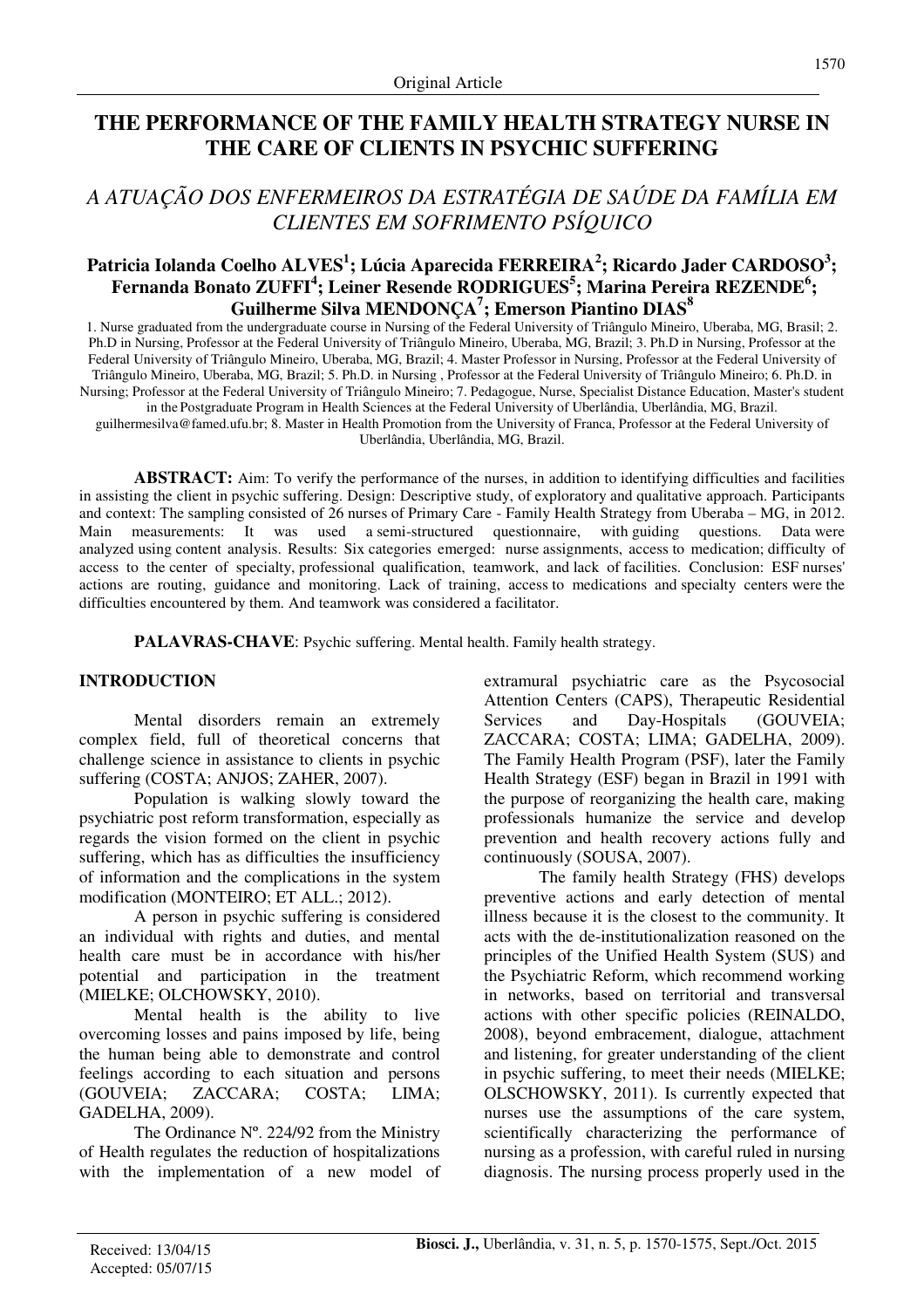Original Article

# THE PERFORMANCE OF THE FAMILY HEALTH STRATEGY NURSE IN THE CARE OF CLIENTS IN PSYCHIC SUFFERING

## *A ATUAÇÃO DOS ENFERMEIROS DA ESTRATÉGIA DE SAÚDE DA FAMÍLIA EM CLIENTES EM SOFRIMENTO PSÍQUICO*

**Patricia Iolanda Coelho ALVES[1]; Lúcia Aparecida FERREIRA[2]; Ricardo Jader CARDOSO[3]; Fernanda Bonato ZUFFI[4]; Leiner Resende RODRIGUES[5]; Marina Pereira REZENDE[6]; Guilherme Silva MENDONÇA[7]; Emerson Piantino DIAS[8]**

1. Nurse graduated from the undergraduate course in Nursing of the Federal University of Triângulo Mineiro, Uberaba, MG, Brasil; 2. Ph.D in Nursing, Professor at the Federal University of Triângulo Mineiro, Uberaba, MG, Brazil; 3. Ph.D in Nursing, Professor at the Federal University of Triângulo Mineiro, Uberaba, MG, Brazil; 4. Master Professor in Nursing, Professor at the Federal University of Triângulo Mineiro, Uberaba, MG, Brazil; 5. Ph.D. in Nursing , Professor at the Federal University of Triângulo Mineiro; 6. Ph.D. in Nursing; Professor at the Federal University of Triângulo Mineiro; 7. Pedagogue, Nurse, Specialist Distance Education, Master's student in the Postgraduate Program in Health Sciences at the Federal University of Uberlândia, Uberlândia, MG, Brazil. guilhermesilva@famed.ufu.br; 8. Master in Health Promotion from the University of Franca, Professor at the Federal University of Uberlândia, Uberlândia, MG, Brazil.

**ABSTRACT:** Aim: To verify the performance of the nurses, in addition to identifying difficulties and facilities in assisting the client in psychic suffering. Design: Descriptive study, of exploratory and qualitative approach. Participants and context: The sampling consisted of 26 nurses of Primary Care - Family Health Strategy from Uberaba – MG, in 2012. Main measurements: It was used a semi-structured questionnaire, with guiding questions. Data were analyzed using content analysis. Results: Six categories emerged: nurse assignments, access to medication; difficulty of access to the center of specialty, professional qualification, teamwork, and lack of facilities. Conclusion: ESF nurses' actions are routing, guidance and monitoring. Lack of training, access to medications and specialty centers were the difficulties encountered by them. And teamwork was considered a facilitator.

**PALAVRAS-CHAVE**: Psychic suffering. Mental health. Family health strategy.

## INTRODUCTION

Mental disorders remain an extremely complex field, full of theoretical concerns that challenge science in assistance to clients in psychic suffering (COSTA; ANJOS; ZAHER, 2007).

Population is walking slowly toward the psychiatric post reform transformation, especially as regards the vision formed on the client in psychic suffering, which has as difficulties the insufficiency of information and the complications in the system modification (MONTEIRO; ET ALL.; 2012).

A person in psychic suffering is considered an individual with rights and duties, and mental health care must be in accordance with his/her potential and participation in the treatment (MIELKE; OLCHOWSKY, 2010).

Mental health is the ability to live overcoming losses and pains imposed by life, being the human being able to demonstrate and control feelings according to each situation and persons (GOUVEIA; ZACCARA; COSTA; LIMA; GADELHA, 2009).

The Ordinance Nº. 224/92 from the Ministry of Health regulates the reduction of hospitalizations with the implementation of a new model of extramural psychiatric care as the Psycosocial Attention Centers (CAPS), Therapeutic Residential Services and Day-Hospitals (GOUVEIA; ZACCARA; COSTA; LIMA; GADELHA, 2009). The Family Health Program (PSF), later the Family Health Strategy (ESF) began in Brazil in 1991 with the purpose of reorganizing the health care, making professionals humanize the service and develop prevention and health recovery actions fully and continuously (SOUSA, 2007).

The family health Strategy (FHS) develops preventive actions and early detection of mental illness because it is the closest to the community. It acts with the de-institutionalization reasoned on the principles of the Unified Health System (SUS) and the Psychiatric Reform, which recommend working in networks, based on territorial and transversal actions with other specific policies (REINALDO, 2008), beyond embracement, dialogue, attachment and listening, for greater understanding of the client in psychic suffering, to meet their needs (MIELKE; OLSCHOWSKY, 2011). Is currently expected that nurses use the assumptions of the care system, scientifically characterizing the performance of nursing as a profession, with careful ruled in nursing diagnosis. The nursing process properly used in the

Received: 13/04/15
Accepted: 05/07/15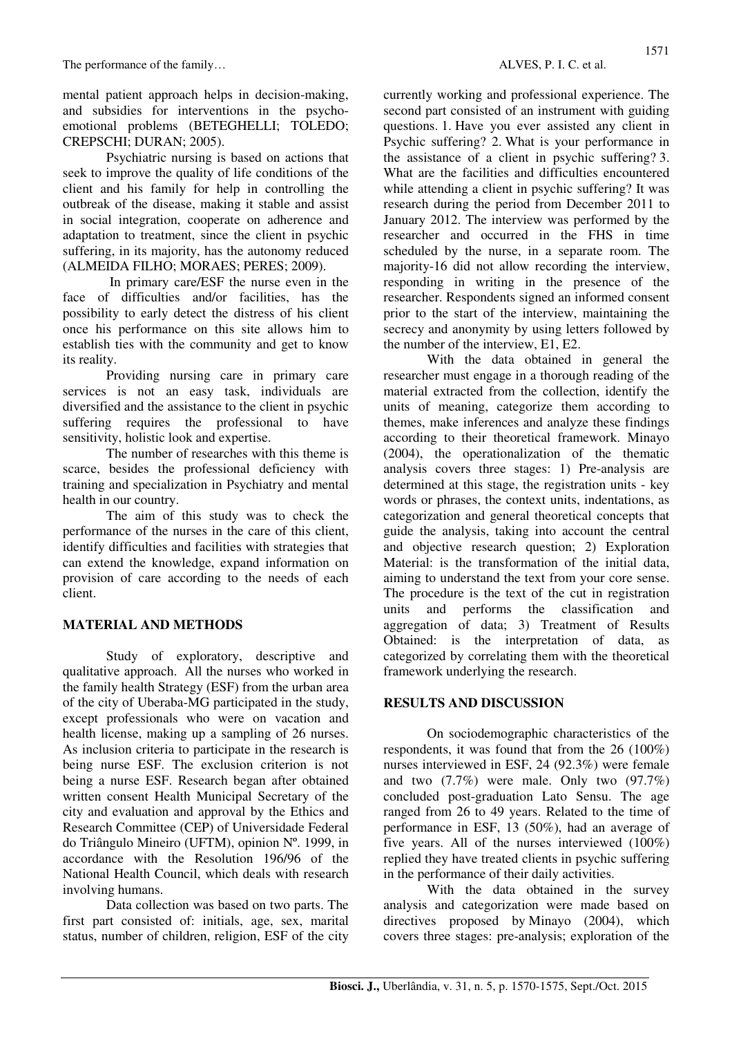mental patient approach helps in decision-making, and subsidies for interventions in the psycho-emotional problems (BETEGHELLI; TOLEDO; CREPSCHI; DURAN; 2005).

Psychiatric nursing is based on actions that seek to improve the quality of life conditions of the client and his family for help in controlling the outbreak of the disease, making it stable and assist in social integration, cooperate on adherence and adaptation to treatment, since the client in psychic suffering, in its majority, has the autonomy reduced (ALMEIDA FILHO; MORAES; PERES; 2009).

In primary care/ESF the nurse even in the face of difficulties and/or facilities, has the possibility to early detect the distress of his client once his performance on this site allows him to establish ties with the community and get to know its reality.

Providing nursing care in primary care services is not an easy task, individuals are diversified and the assistance to the client in psychic suffering requires the professional to have sensitivity, holistic look and expertise.

The number of researches with this theme is scarce, besides the professional deficiency with training and specialization in Psychiatry and mental health in our country.

The aim of this study was to check the performance of the nurses in the care of this client, identify difficulties and facilities with strategies that can extend the knowledge, expand information on provision of care according to the needs of each client.

## MATERIAL AND METHODS

Study of exploratory, descriptive and qualitative approach. All the nurses who worked in the family health Strategy (ESF) from the urban area of the city of Uberaba-MG participated in the study, except professionals who were on vacation and health license, making up a sampling of 26 nurses. As inclusion criteria to participate in the research is being nurse ESF. The exclusion criterion is not being a nurse ESF. Research began after obtained written consent Health Municipal Secretary of the city and evaluation and approval by the Ethics and Research Committee (CEP) of Universidade Federal do Triângulo Mineiro (UFTM), opinion Nº. 1999, in accordance with the Resolution 196/96 of the National Health Council, which deals with research involving humans.

Data collection was based on two parts. The first part consisted of: initials, age, sex, marital status, number of children, religion, ESF of the city currently working and professional experience. The second part consisted of an instrument with guiding questions. 1. Have you ever assisted any client in Psychic suffering? 2. What is your performance in the assistance of a client in psychic suffering? 3. What are the facilities and difficulties encountered while attending a client in psychic suffering? It was research during the period from December 2011 to January 2012. The interview was performed by the researcher and occurred in the FHS in time scheduled by the nurse, in a separate room. The majority-16 did not allow recording the interview, responding in writing in the presence of the researcher. Respondents signed an informed consent prior to the start of the interview, maintaining the secrecy and anonymity by using letters followed by the number of the interview, E1, E2.

With the data obtained in general the researcher must engage in a thorough reading of the material extracted from the collection, identify the units of meaning, categorize them according to themes, make inferences and analyze these findings according to their theoretical framework. Minayo (2004), the operationalization of the thematic analysis covers three stages: 1) Pre-analysis are determined at this stage, the registration units - key words or phrases, the context units, indentations, as categorization and general theoretical concepts that guide the analysis, taking into account the central and objective research question; 2) Exploration Material: is the transformation of the initial data, aiming to understand the text from your core sense. The procedure is the text of the cut in registration units and performs the classification and aggregation of data; 3) Treatment of Results Obtained: is the interpretation of data, as categorized by correlating them with the theoretical framework underlying the research.

## RESULTS AND DISCUSSION

On sociodemographic characteristics of the respondents, it was found that from the 26 (100%) nurses interviewed in ESF, 24 (92.3%) were female and two (7.7%) were male. Only two (97.7%) concluded post-graduation Lato Sensu. The age ranged from 26 to 49 years. Related to the time of performance in ESF, 13 (50%), had an average of five years. All of the nurses interviewed (100%) replied they have treated clients in psychic suffering in the performance of their daily activities.

With the data obtained in the survey analysis and categorization were made based on directives proposed by Minayo (2004), which covers three stages: pre-analysis; exploration of the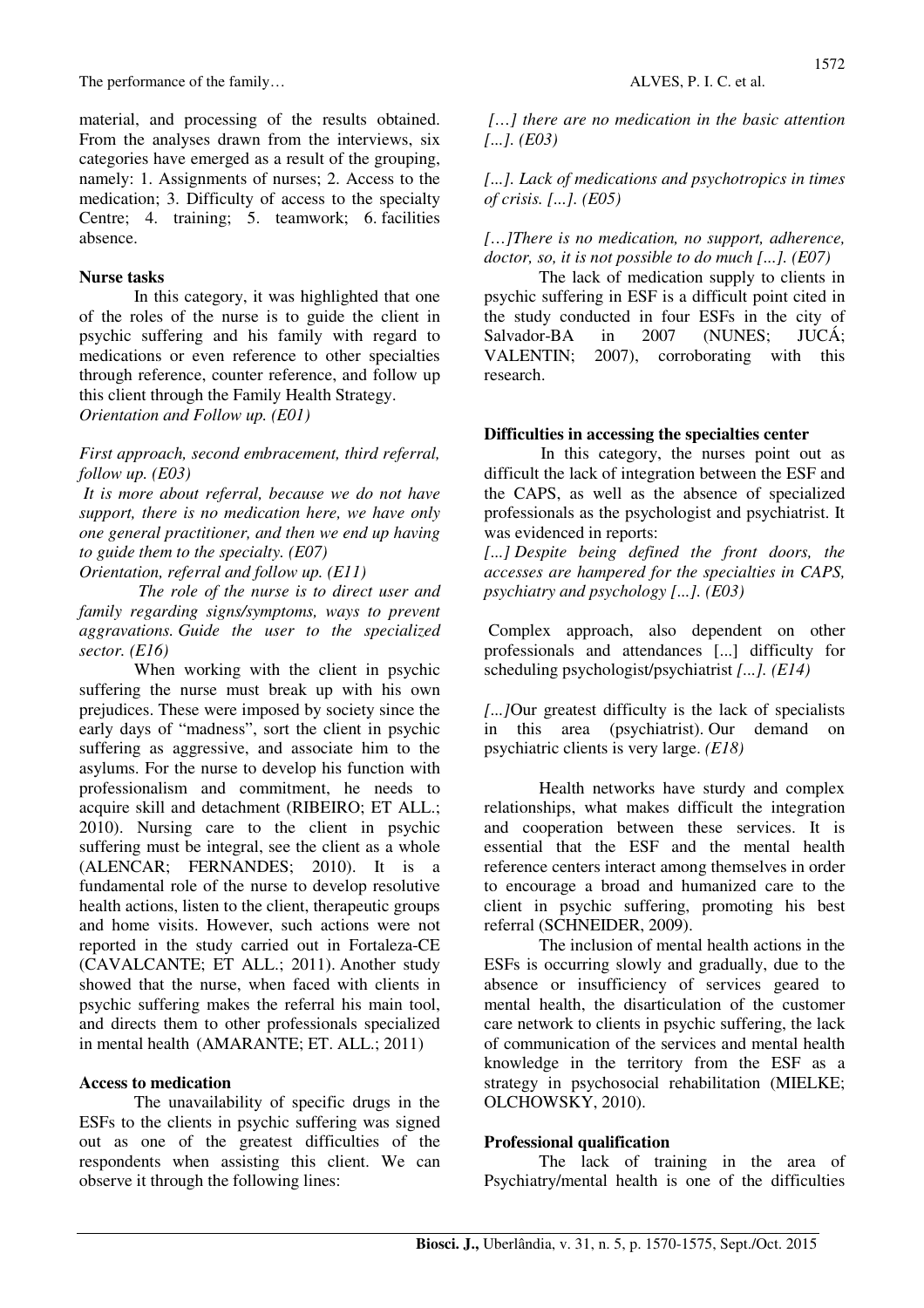material, and processing of the results obtained. From the analyses drawn from the interviews, six categories have emerged as a result of the grouping, namely: 1. Assignments of nurses; 2. Access to the medication; 3. Difficulty of access to the specialty Centre; 4. training; 5. teamwork; 6. facilities absence.

**Nurse tasks**

In this category, it was highlighted that one of the roles of the nurse is to guide the client in psychic suffering and his family with regard to medications or even reference to other specialties through reference, counter reference, and follow up this client through the Family Health Strategy.

*Orientation and Follow up. (E01)*

*First approach, second embracement, third referral, follow up. (E03)*

*It is more about referral, because we do not have support, there is no medication here, we have only one general practitioner, and then we end up having to guide them to the specialty. (E07)*

*Orientation, referral and follow up. (E11)*

*The role of the nurse is to direct user and family regarding signs/symptoms, ways to prevent aggravations. Guide the user to the specialized sector. (E16)*

When working with the client in psychic suffering the nurse must break up with his own prejudices. These were imposed by society since the early days of "madness", sort the client in psychic suffering as aggressive, and associate him to the asylums. For the nurse to develop his function with professionalism and commitment, he needs to acquire skill and detachment (RIBEIRO; ET ALL.; 2010). Nursing care to the client in psychic suffering must be integral, see the client as a whole (ALENCAR; FERNANDES; 2010). It is a fundamental role of the nurse to develop resolutive health actions, listen to the client, therapeutic groups and home visits. However, such actions were not reported in the study carried out in Fortaleza-CE (CAVALCANTE; ET ALL.; 2011). Another study showed that the nurse, when faced with clients in psychic suffering makes the referral his main tool, and directs them to other professionals specialized in mental health (AMARANTE; ET. ALL.; 2011)

**Access to medication**

The unavailability of specific drugs in the ESFs to the clients in psychic suffering was signed out as one of the greatest difficulties of the respondents when assisting this client. We can observe it through the following lines:

*[…] there are no medication in the basic attention [...]. (E03)*

*[...]. Lack of medications and psychotropics in times of crisis. [...]. (E05)*

*[…]There is no medication, no support, adherence, doctor, so, it is not possible to do much [...]. (E07)*

The lack of medication supply to clients in psychic suffering in ESF is a difficult point cited in the study conducted in four ESFs in the city of Salvador-BA in 2007 (NUNES; JUCÁ; VALENTIN; 2007), corroborating with this research.

**Difficulties in accessing the specialties center**

In this category, the nurses point out as difficult the lack of integration between the ESF and the CAPS, as well as the absence of specialized professionals as the psychologist and psychiatrist. It was evidenced in reports:

*[...] Despite being defined the front doors, the accesses are hampered for the specialties in CAPS, psychiatry and psychology [...]. (E03)*

Complex approach, also dependent on other professionals and attendances [...] difficulty for scheduling psychologist/psychiatrist *[...]. (E14)*

*[...]*Our greatest difficulty is the lack of specialists in this area (psychiatrist). Our demand on psychiatric clients is very large. *(E18)*

Health networks have sturdy and complex relationships, what makes difficult the integration and cooperation between these services. It is essential that the ESF and the mental health reference centers interact among themselves in order to encourage a broad and humanized care to the client in psychic suffering, promoting his best referral (SCHNEIDER, 2009).

The inclusion of mental health actions in the ESFs is occurring slowly and gradually, due to the absence or insufficiency of services geared to mental health, the disarticulation of the customer care network to clients in psychic suffering, the lack of communication of the services and mental health knowledge in the territory from the ESF as a strategy in psychosocial rehabilitation (MIELKE; OLCHOWSKY, 2010).

**Professional qualification**

The lack of training in the area of Psychiatry/mental health is one of the difficulties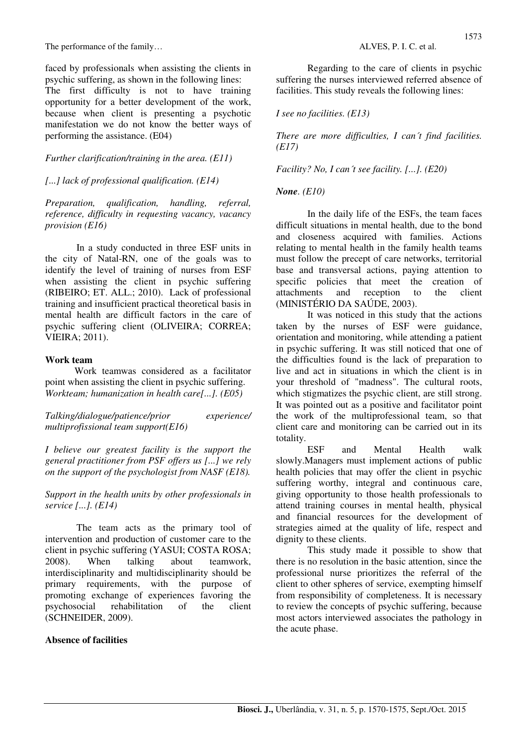faced by professionals when assisting the clients in psychic suffering, as shown in the following lines:
The first difficulty is not to have training opportunity for a better development of the work, because when client is presenting a psychotic manifestation we do not know the better ways of performing the assistance. (E04)

*Further clarification/training in the area. (E11)*

*[...] lack of professional qualification. (E14)*

*Preparation, qualification, handling, referral, reference, difficulty in requesting vacancy, vacancy provision (E16)*

In a study conducted in three ESF units in the city of Natal-RN, one of the goals was to identify the level of training of nurses from ESF when assisting the client in psychic suffering (RIBEIRO; ET. ALL.; 2010). Lack of professional training and insufficient practical theoretical basis in mental health are difficult factors in the care of psychic suffering client (OLIVEIRA; CORREA; VIEIRA; 2011).

**Work team**

Work teamwas considered as a facilitator point when assisting the client in psychic suffering.
*Workteam; humanization in health care[...]. (E05)*

*Talking/dialogue/patience/prior experience/ multiprofissional team support(E16)*

*I believe our greatest facility is the support the general practitioner from PSF offers us [...] we rely on the support of the psychologist from NASF (E18).*

*Support in the health units by other professionals in service [...]. (E14)*

The team acts as the primary tool of intervention and production of customer care to the client in psychic suffering (YASUI; COSTA ROSA; 2008). When talking about teamwork, interdisciplinarity and multidisciplinarity should be primary requirements, with the purpose of promoting exchange of experiences favoring the psychosocial rehabilitation of the client (SCHNEIDER, 2009).

**Absence of facilities**

Regarding to the care of clients in psychic suffering the nurses interviewed referred absence of facilities. This study reveals the following lines:

*I see no facilities. (E13)*

*There are more difficulties, I can´t find facilities. (E17)*

*Facility? No, I can´t see facility. [...]. (E20)*

***None**. (E10)*

In the daily life of the ESFs, the team faces difficult situations in mental health, due to the bond and closeness acquired with families. Actions relating to mental health in the family health teams must follow the precept of care networks, territorial base and transversal actions, paying attention to specific policies that meet the creation of attachments and reception to the client (MINISTÉRIO DA SAÚDE, 2003).

It was noticed in this study that the actions taken by the nurses of ESF were guidance, orientation and monitoring, while attending a patient in psychic suffering. It was still noticed that one of the difficulties found is the lack of preparation to live and act in situations in which the client is in your threshold of "madness". The cultural roots, which stigmatizes the psychic client, are still strong. It was pointed out as a positive and facilitator point the work of the multiprofessional team, so that client care and monitoring can be carried out in its totality.

ESF and Mental Health walk slowly.Managers must implement actions of public health policies that may offer the client in psychic suffering worthy, integral and continuous care, giving opportunity to those health professionals to attend training courses in mental health, physical and financial resources for the development of strategies aimed at the quality of life, respect and dignity to these clients.

This study made it possible to show that there is no resolution in the basic attention, since the professional nurse prioritizes the referral of the client to other spheres of service, exempting himself from responsibility of completeness. It is necessary to review the concepts of psychic suffering, because most actors interviewed associates the pathology in the acute phase.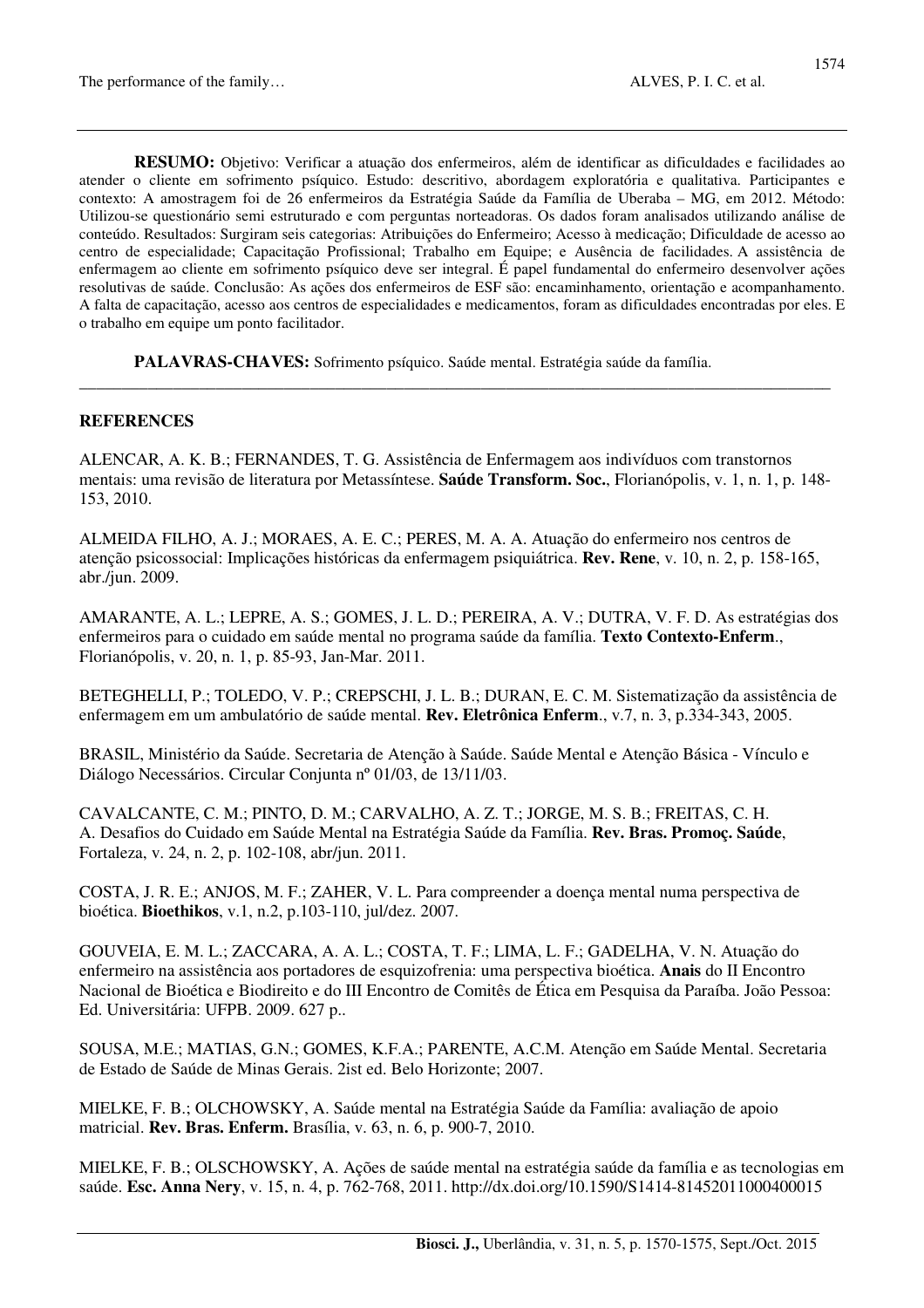**RESUMO:** Objetivo: Verificar a atuação dos enfermeiros, além de identificar as dificuldades e facilidades ao atender o cliente em sofrimento psíquico. Estudo: descritivo, abordagem exploratória e qualitativa. Participantes e contexto: A amostragem foi de 26 enfermeiros da Estratégia Saúde da Família de Uberaba – MG, em 2012. Método: Utilizou-se questionário semi estruturado e com perguntas norteadoras. Os dados foram analisados utilizando análise de conteúdo. Resultados: Surgiram seis categorias: Atribuições do Enfermeiro; Acesso à medicação; Dificuldade de acesso ao centro de especialidade; Capacitação Profissional; Trabalho em Equipe; e Ausência de facilidades. A assistência de enfermagem ao cliente em sofrimento psíquico deve ser integral. É papel fundamental do enfermeiro desenvolver ações resolutivas de saúde. Conclusão: As ações dos enfermeiros de ESF são: encaminhamento, orientação e acompanhamento. A falta de capacitação, acesso aos centros de especialidades e medicamentos, foram as dificuldades encontradas por eles. E o trabalho em equipe um ponto facilitador.

**PALAVRAS-CHAVES:** Sofrimento psíquico. Saúde mental. Estratégia saúde da família.

---

## REFERENCES

ALENCAR, A. K. B.; FERNANDES, T. G. Assistência de Enfermagem aos indivíduos com transtornos mentais: uma revisão de literatura por Metassíntese. **Saúde Transform. Soc.**, Florianópolis, v. 1, n. 1, p. 148-153, 2010.

ALMEIDA FILHO, A. J.; MORAES, A. E. C.; PERES, M. A. A. Atuação do enfermeiro nos centros de atenção psicossocial: Implicações históricas da enfermagem psiquiátrica. **Rev. Rene**, v. 10, n. 2, p. 158-165, abr./jun. 2009.

AMARANTE, A. L.; LEPRE, A. S.; GOMES, J. L. D.; PEREIRA, A. V.; DUTRA, V. F. D. As estratégias dos enfermeiros para o cuidado em saúde mental no programa saúde da família. **Texto Contexto-Enferm.**, Florianópolis, v. 20, n. 1, p. 85-93, Jan-Mar. 2011.

BETEGHELLI, P.; TOLEDO, V. P.; CREPSCHI, J. L. B.; DURAN, E. C. M. Sistematização da assistência de enfermagem em um ambulatório de saúde mental. **Rev. Eletrônica Enferm.**, v.7, n. 3, p.334-343, 2005.

BRASIL, Ministério da Saúde. Secretaria de Atenção à Saúde. Saúde Mental e Atenção Básica - Vínculo e Diálogo Necessários. Circular Conjunta nº 01/03, de 13/11/03.

CAVALCANTE, C. M.; PINTO, D. M.; CARVALHO, A. Z. T.; JORGE, M. S. B.; FREITAS, C. H. A. Desafios do Cuidado em Saúde Mental na Estratégia Saúde da Família. **Rev. Bras. Promoç. Saúde**, Fortaleza, v. 24, n. 2, p. 102-108, abr/jun. 2011.

COSTA, J. R. E.; ANJOS, M. F.; ZAHER, V. L. Para compreender a doença mental numa perspectiva de bioética. **Bioethikos**, v.1, n.2, p.103-110, jul/dez. 2007.

GOUVEIA, E. M. L.; ZACCARA, A. A. L.; COSTA, T. F.; LIMA, L. F.; GADELHA, V. N. Atuação do enfermeiro na assistência aos portadores de esquizofrenia: uma perspectiva bioética. **Anais** do II Encontro Nacional de Bioética e Biodireito e do III Encontro de Comitês de Ética em Pesquisa da Paraíba. João Pessoa: Ed. Universitária: UFPB. 2009. 627 p..

SOUSA, M.E.; MATIAS, G.N.; GOMES, K.F.A.; PARENTE, A.C.M. Atenção em Saúde Mental. Secretaria de Estado de Saúde de Minas Gerais. 2ist ed. Belo Horizonte; 2007.

MIELKE, F. B.; OLCHOWSKY, A. Saúde mental na Estratégia Saúde da Família: avaliação de apoio matricial. **Rev. Bras. Enferm.** Brasília, v. 63, n. 6, p. 900-7, 2010.

MIELKE, F. B.; OLSCHOWSKY, A. Ações de saúde mental na estratégia saúde da família e as tecnologias em saúde. **Esc. Anna Nery**, v. 15, n. 4, p. 762-768, 2011. http://dx.doi.org/10.1590/S1414-81452011000400015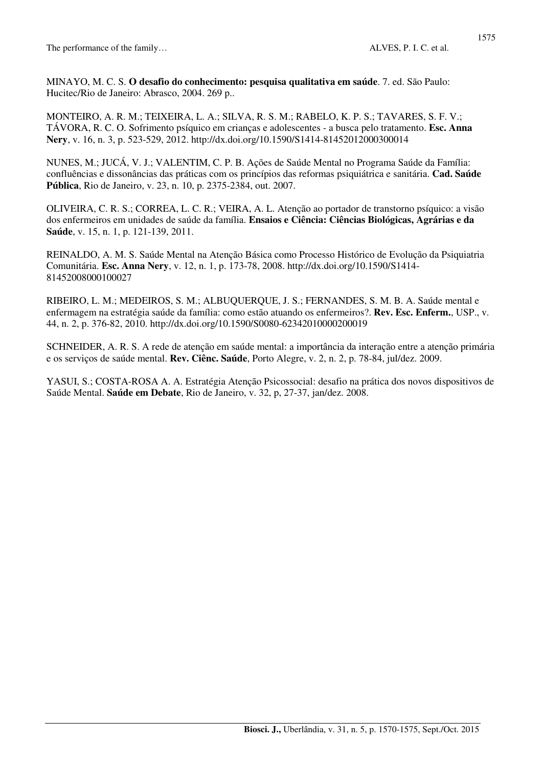MINAYO, M. C. S. **O desafio do conhecimento: pesquisa qualitativa em saúde**. 7. ed. São Paulo: Hucitec/Rio de Janeiro: Abrasco, 2004. 269 p..

MONTEIRO, A. R. M.; TEIXEIRA, L. A.; SILVA, R. S. M.; RABELO, K. P. S.; TAVARES, S. F. V.; TÁVORA, R. C. O. Sofrimento psíquico em crianças e adolescentes - a busca pelo tratamento. **Esc. Anna Nery**, v. 16, n. 3, p. 523-529, 2012. http://dx.doi.org/10.1590/S1414-81452012000300014

NUNES, M.; JUCÁ, V. J.; VALENTIM, C. P. B. Ações de Saúde Mental no Programa Saúde da Família: confluências e dissonâncias das práticas com os princípios das reformas psiquiátrica e sanitária. **Cad. Saúde Pública**, Rio de Janeiro, v. 23, n. 10, p. 2375-2384, out. 2007.

OLIVEIRA, C. R. S.; CORREA, L. C. R.; VEIRA, A. L. Atenção ao portador de transtorno psíquico: a visão dos enfermeiros em unidades de saúde da família. **Ensaios e Ciência: Ciências Biológicas, Agrárias e da Saúde**, v. 15, n. 1, p. 121-139, 2011.

REINALDO, A. M. S. Saúde Mental na Atenção Básica como Processo Histórico de Evolução da Psiquiatria Comunitária. **Esc. Anna Nery**, v. 12, n. 1, p. 173-78, 2008. http://dx.doi.org/10.1590/S1414-81452008000100027

RIBEIRO, L. M.; MEDEIROS, S. M.; ALBUQUERQUE, J. S.; FERNANDES, S. M. B. A. Saúde mental e enfermagem na estratégia saúde da família: como estão atuando os enfermeiros?. **Rev. Esc. Enferm.**, USP., v. 44, n. 2, p. 376-82, 2010. http://dx.doi.org/10.1590/S0080-62342010000200019

SCHNEIDER, A. R. S. A rede de atenção em saúde mental: a importância da interação entre a atenção primária e os serviços de saúde mental. **Rev. Ciênc. Saúde**, Porto Alegre, v. 2, n. 2, p. 78-84, jul/dez. 2009.

YASUI, S.; COSTA-ROSA A. A. Estratégia Atenção Psicossocial: desafio na prática dos novos dispositivos de Saúde Mental. **Saúde em Debate**, Rio de Janeiro, v. 32, p, 27-37, jan/dez. 2008.